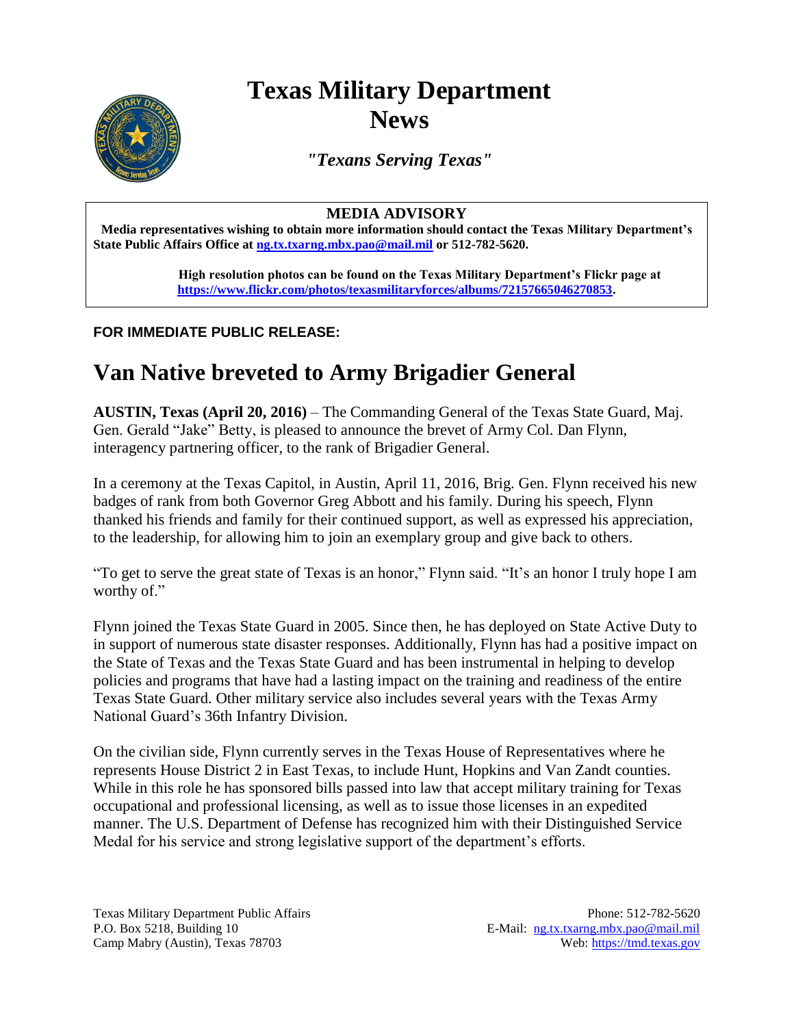# Texas Military Department News

*"Texans Serving Texas"*

**MEDIA ADVISORY**

**Media representatives wishing to obtain more information should contact the Texas Military Department's State Public Affairs Office at [ng.tx.txarng.mbx.pao@mail.mil](mailto:ng.tx.txarng.mbx.pao@mail.mil) or 512-782-5620.**

**High resolution photos can be found on the Texas Military Department's Flickr page at [https://www.flickr.com/photos/texasmilitaryforces/albums/72157665046270853](https://www.flickr.com/photos/texasmilitaryforces/albums/72157665046270853).**

**FOR IMMEDIATE PUBLIC RELEASE:**

# Van Native breveted to Army Brigadier General

**AUSTIN, Texas (April 20, 2016)** – The Commanding General of the Texas State Guard, Maj. Gen. Gerald "Jake" Betty, is pleased to announce the brevet of Army Col. Dan Flynn, interagency partnering officer, to the rank of Brigadier General.

In a ceremony at the Texas Capitol, in Austin, April 11, 2016, Brig. Gen. Flynn received his new badges of rank from both Governor Greg Abbott and his family. During his speech, Flynn thanked his friends and family for their continued support, as well as expressed his appreciation, to the leadership, for allowing him to join an exemplary group and give back to others.

"To get to serve the great state of Texas is an honor," Flynn said. "It's an honor I truly hope I am worthy of."

Flynn joined the Texas State Guard in 2005. Since then, he has deployed on State Active Duty to in support of numerous state disaster responses. Additionally, Flynn has had a positive impact on the State of Texas and the Texas State Guard and has been instrumental in helping to develop policies and programs that have had a lasting impact on the training and readiness of the entire Texas State Guard. Other military service also includes several years with the Texas Army National Guard's 36th Infantry Division.

On the civilian side, Flynn currently serves in the Texas House of Representatives where he represents House District 2 in East Texas, to include Hunt, Hopkins and Van Zandt counties. While in this role he has sponsored bills passed into law that accept military training for Texas occupational and professional licensing, as well as to issue those licenses in an expedited manner. The U.S. Department of Defense has recognized him with their Distinguished Service Medal for his service and strong legislative support of the department's efforts.

Texas Military Department Public Affairs
P.O. Box 5218, Building 10
Camp Mabry (Austin), Texas 78703

Phone: 512-782-5620
E-Mail: [ng.tx.txarng.mbx.pao@mail.mil](mailto:ng.tx.txarng.mbx.pao@mail.mil)
Web: [https://tmd.texas.gov](https://tmd.texas.gov)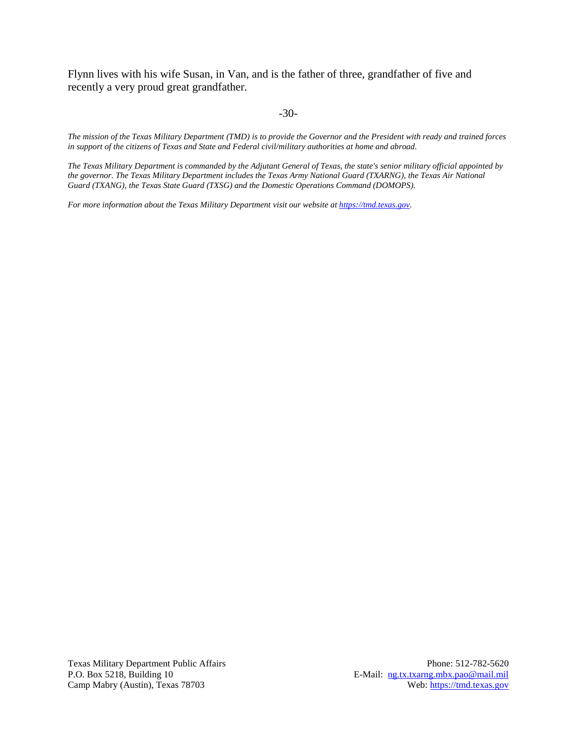Flynn lives with his wife Susan, in Van, and is the father of three, grandfather of five and recently a very proud great grandfather.

-30-

*The mission of the Texas Military Department (TMD) is to provide the Governor and the President with ready and trained forces in support of the citizens of Texas and State and Federal civil/military authorities at home and abroad.*

*The Texas Military Department is commanded by the Adjutant General of Texas, the state's senior military official appointed by the governor. The Texas Military Department includes the Texas Army National Guard (TXARNG), the Texas Air National Guard (TXANG), the Texas State Guard (TXSG) and the Domestic Operations Command (DOMOPS).*

*For more information about the Texas Military Department visit our website at [https://tmd.texas.gov](https://tmd.texas.gov).*

Texas Military Department Public Affairs
P.O. Box 5218, Building 10
Camp Mabry (Austin), Texas 78703

Phone: 512-782-5620
E-Mail: [ng.tx.txarng.mbx.pao@mail.mil](mailto:ng.tx.txarng.mbx.pao@mail.mil)
Web: [https://tmd.texas.gov](https://tmd.texas.gov)